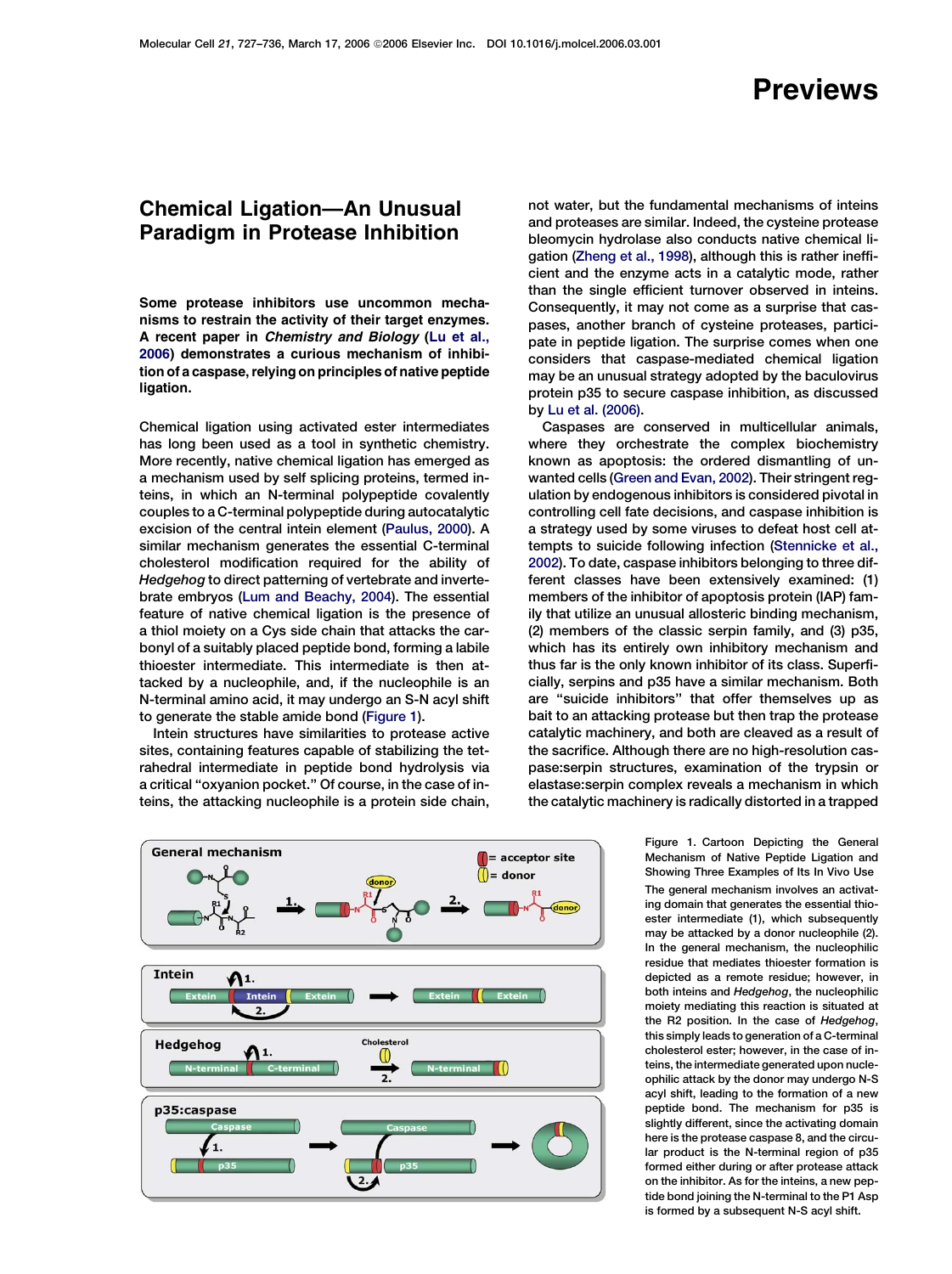# Previews

## Chemical Ligation—An Unusual Paradigm in Protease Inhibition

**Some protease inhibitors use uncommon mechanisms to restrain the activity of their target enzymes. A recent paper in *Chemistry and Biology* (Lu et al., 2006) demonstrates a curious mechanism of inhibition of a caspase, relying on principles of native peptide ligation.**

Chemical ligation using activated ester intermediates has long been used as a tool in synthetic chemistry. More recently, native chemical ligation has emerged as a mechanism used by self splicing proteins, termed inteins, in which an N-terminal polypeptide covalently couples to a C-terminal polypeptide during autocatalytic excision of the central intein element (Paulus, 2000). A similar mechanism generates the essential C-terminal cholesterol modification required for the ability of *Hedgehog* to direct patterning of vertebrate and invertebrate embryos (Lum and Beachy, 2004). The essential feature of native chemical ligation is the presence of a thiol moiety on a Cys side chain that attacks the carbonyl of a suitably placed peptide bond, forming a labile thioester intermediate. This intermediate is then attacked by a nucleophile, and, if the nucleophile is an N-terminal amino acid, it may undergo an S-N acyl shift to generate the stable amide bond (Figure 1).

Intein structures have similarities to protease active sites, containing features capable of stabilizing the tetrahedral intermediate in peptide bond hydrolysis via a critical "oxyanion pocket." Of course, in the case of inteins, the attacking nucleophile is a protein side chain, not water, but the fundamental mechanisms of inteins and proteases are similar. Indeed, the cysteine protease bleomycin hydrolase also conducts native chemical ligation (Zheng et al., 1998), although this is rather inefficient and the enzyme acts in a catalytic mode, rather than the single efficient turnover observed in inteins. Consequently, it may not come as a surprise that caspases, another branch of cysteine proteases, participate in peptide ligation. The surprise comes when one considers that caspase-mediated chemical ligation may be an unusual strategy adopted by the baculovirus protein p35 to secure caspase inhibition, as discussed by Lu et al. (2006).

Caspases are conserved in multicellular animals, where they orchestrate the complex biochemistry known as apoptosis: the ordered dismantling of unwanted cells (Green and Evan, 2002). Their stringent regulation by endogenous inhibitors is considered pivotal in controlling cell fate decisions, and caspase inhibition is a strategy used by some viruses to defeat host cell attempts to suicide following infection (Stennicke et al., 2002). To date, caspase inhibitors belonging to three different classes have been extensively examined: (1) members of the inhibitor of apoptosis protein (IAP) family that utilize an unusual allosteric binding mechanism, (2) members of the classic serpin family, and (3) p35, which has its entirely own inhibitory mechanism and thus far is the only known inhibitor of its class. Superficially, serpins and p35 have a similar mechanism. Both are "suicide inhibitors" that offer themselves up as bait to an attacking protease but then trap the protease catalytic machinery, and both are cleaved as a result of the sacrifice. Although there are no high-resolution caspase:serpin structures, examination of the trypsin or elastase:serpin complex reveals a mechanism in which the catalytic machinery is radically distorted in a trapped

Figure 1. Cartoon Depicting the General Mechanism of Native Peptide Ligation and Showing Three Examples of Its In Vivo Use

The general mechanism involves an activating domain that generates the essential thioester intermediate (1), which subsequently may be attacked by a donor nucleophile (2). In the general mechanism, the nucleophilic residue that mediates thioester formation is depicted as a remote residue; however, in both inteins and *Hedgehog*, the nucleophilic moiety mediating this reaction is situated at the R2 position. In the case of *Hedgehog*, this simply leads to generation of a C-terminal cholesterol ester; however, in the case of inteins, the intermediate generated upon nucleophilic attack by the donor may undergo N-S acyl shift, leading to the formation of a new peptide bond. The mechanism for p35 is slightly different, since the activating domain here is the protease caspase 8, and the circular product is the N-terminal region of p35 formed either during or after protease attack on the inhibitor. As for the inteins, a new peptide bond joining the N-terminal to the P1 Asp is formed by a subsequent N-S acyl shift.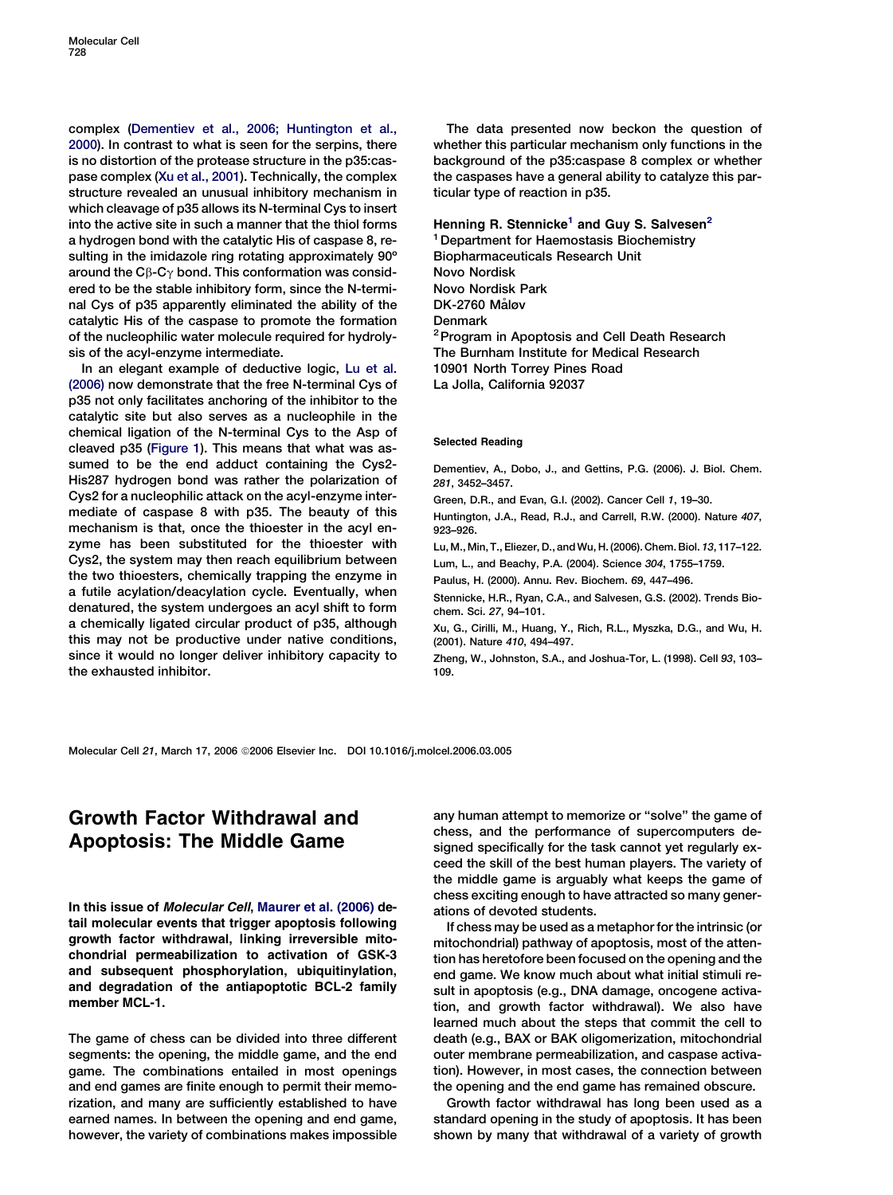complex (Dementiev et al., 2006; Huntington et al., 2000). In contrast to what is seen for the serpins, there is no distortion of the protease structure in the p35:caspase complex (Xu et al., 2001). Technically, the complex structure revealed an unusual inhibitory mechanism in which cleavage of p35 allows its N-terminal Cys to insert into the active site in such a manner that the thiol forms a hydrogen bond with the catalytic His of caspase 8, resulting in the imidazole ring rotating approximately 90º around the $C\beta$-$C\gamma$ bond. This conformation was considered to be the stable inhibitory form, since the N-terminal Cys of p35 apparently eliminated the ability of the catalytic His of the caspase to promote the formation of the nucleophilic water molecule required for hydrolysis of the acyl-enzyme intermediate.

In an elegant example of deductive logic, Lu et al. (2006) now demonstrate that the free N-terminal Cys of p35 not only facilitates anchoring of the inhibitor to the catalytic site but also serves as a nucleophile in the chemical ligation of the N-terminal Cys to the Asp of cleaved p35 (Figure 1). This means that what was assumed to be the end adduct containing the Cys2-His287 hydrogen bond was rather the polarization of Cys2 for a nucleophilic attack on the acyl-enzyme intermediate of caspase 8 with p35. The beauty of this mechanism is that, once the thioester in the acyl enzyme has been substituted for the thioester with Cys2, the system may then reach equilibrium between the two thioesters, chemically trapping the enzyme in a futile acylation/deacylation cycle. Eventually, when denatured, the system undergoes an acyl shift to form a chemically ligated circular product of p35, although this may not be productive under native conditions, since it would no longer deliver inhibitory capacity to the exhausted inhibitor.

The data presented now beckon the question of whether this particular mechanism only functions in the background of the p35:caspase 8 complex or whether the caspases have a general ability to catalyze this particular type of reaction in p35.

**Henning R. Stennicke[1] and Guy S. Salvesen[2]**
[1] Department for Haemostasis Biochemistry
Biopharmaceuticals Research Unit
Novo Nordisk
Novo Nordisk Park
DK-2760 Måløv
Denmark
[2] Program in Apoptosis and Cell Death Research
The Burnham Institute for Medical Research
10901 North Torrey Pines Road
La Jolla, California 92037

#### Selected Reading

Dementiev, A., Dobo, J., and Gettins, P.G. (2006). J. Biol. Chem. *281*, 3452–3457.

Green, D.R., and Evan, G.I. (2002). Cancer Cell *1*, 19–30.

Huntington, J.A., Read, R.J., and Carrell, R.W. (2000). Nature *407*, 923–926.

Lu, M., Min, T., Eliezer, D., and Wu, H. (2006). Chem. Biol. *13*, 117–122.

Lum, L., and Beachy, P.A. (2004). Science *304*, 1755–1759.

Paulus, H. (2000). Annu. Rev. Biochem. *69*, 447–496.

Stennicke, H.R., Ryan, C.A., and Salvesen, G.S. (2002). Trends Biochem. Sci. *27*, 94–101.

Xu, G., Cirilli, M., Huang, Y., Rich, R.L., Myszka, D.G., and Wu, H. (2001). Nature *410*, 494–497.

Zheng, W., Johnston, S.A., and Joshua-Tor, L. (1998). Cell *93*, 103–109.

# Growth Factor Withdrawal and Apoptosis: The Middle Game

**In this issue of *Molecular Cell*, Maurer et al. (2006) detail molecular events that trigger apoptosis following growth factor withdrawal, linking irreversible mitochondrial permeabilization to activation of GSK-3 and subsequent phosphorylation, ubiquitinylation, and degradation of the antiapoptotic BCL-2 family member MCL-1.**

The game of chess can be divided into three different segments: the opening, the middle game, and the end game. The combinations entailed in most openings and end games are finite enough to permit their memorization, and many are sufficiently established to have earned names. In between the opening and end game, however, the variety of combinations makes impossible any human attempt to memorize or "solve" the game of chess, and the performance of supercomputers designed specifically for the task cannot yet regularly exceed the skill of the best human players. The variety of the middle game is arguably what keeps the game of chess exciting enough to have attracted so many generations of devoted students.

If chess may be used as a metaphor for the intrinsic (or mitochondrial) pathway of apoptosis, most of the attention has heretofore been focused on the opening and the end game. We know much about what initial stimuli result in apoptosis (e.g., DNA damage, oncogene activation, and growth factor withdrawal). We also have learned much about the steps that commit the cell to death (e.g., BAX or BAK oligomerization, mitochondrial outer membrane permeabilization, and caspase activation). However, in most cases, the connection between the opening and the end game has remained obscure.

Growth factor withdrawal has long been used as a standard opening in the study of apoptosis. It has been shown by many that withdrawal of a variety of growth